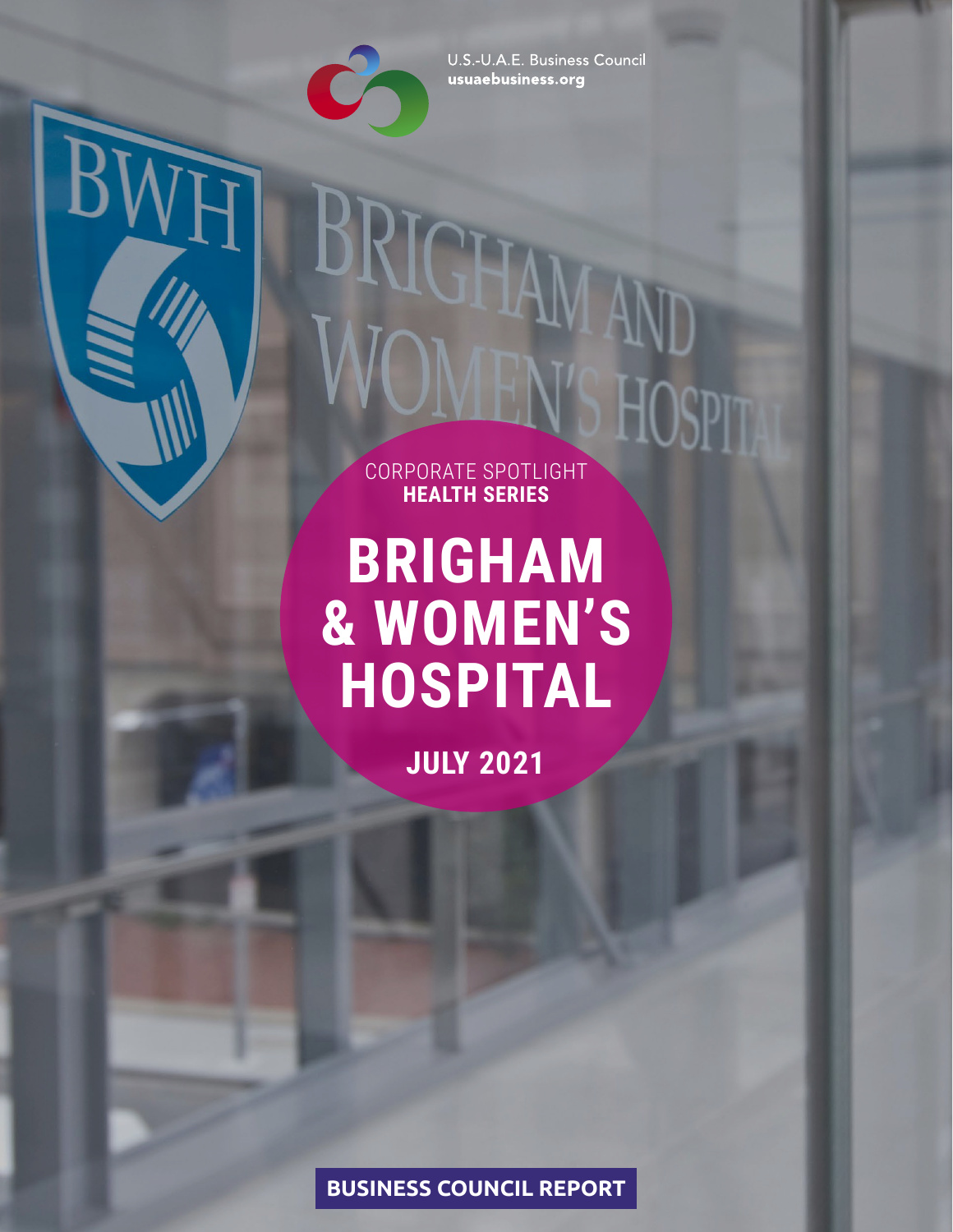U.S.-U.A.E. Business Council
usuaebusiness.org

CORPORATE SPOTLIGHT
**HEALTH SERIES**

# BRIGHAM & WOMEN'S HOSPITAL

**JULY 2021**

**BUSINESS COUNCIL REPORT**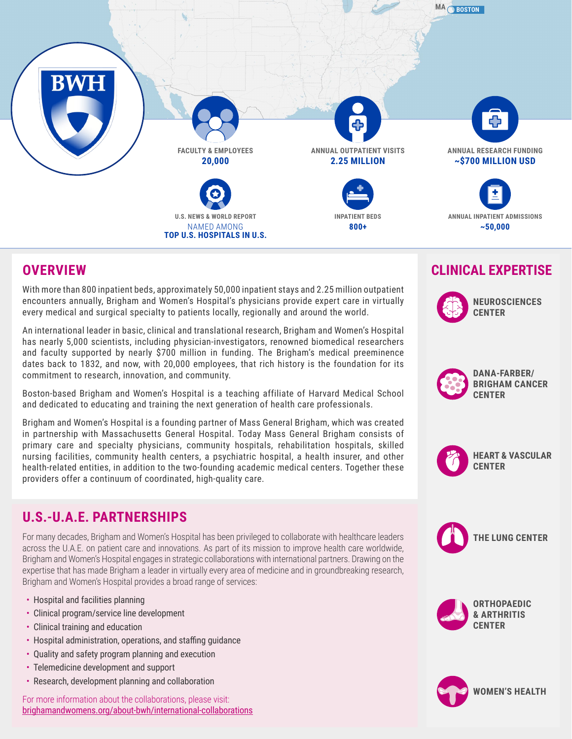MA BOSTON

BWH

**FACULTY & EMPLOYEES**
**20,000**

**ANNUAL OUTPATIENT VISITS**
**2.25 MILLION**

**ANNUAL RESEARCH FUNDING**
**~$700 MILLION USD**

**U.S. NEWS & WORLD REPORT**
NAMED AMONG
**TOP U.S. HOSPITALS IN U.S.**

**INPATIENT BEDS**
**800+**

**ANNUAL INPATIENT ADMISSIONS**
**~50,000**

## OVERVIEW

With more than 800 inpatient beds, approximately 50,000 inpatient stays and 2.25 million outpatient encounters annually, Brigham and Women's Hospital's physicians provide expert care in virtually every medical and surgical specialty to patients locally, regionally and around the world.

An international leader in basic, clinical and translational research, Brigham and Women's Hospital has nearly 5,000 scientists, including physician-investigators, renowned biomedical researchers and faculty supported by nearly $700 million in funding. The Brigham's medical preeminence dates back to 1832, and now, with 20,000 employees, that rich history is the foundation for its commitment to research, innovation, and community.

Boston-based Brigham and Women's Hospital is a teaching affiliate of Harvard Medical School and dedicated to educating and training the next generation of health care professionals.

Brigham and Women's Hospital is a founding partner of Mass General Brigham, which was created in partnership with Massachusetts General Hospital. Today Mass General Brigham consists of primary care and specialty physicians, community hospitals, rehabilitation hospitals, skilled nursing facilities, community health centers, a psychiatric hospital, a health insurer, and other health-related entities, in addition to the two-founding academic medical centers. Together these providers offer a continuum of coordinated, high-quality care.

## U.S.-U.A.E. PARTNERSHIPS

For many decades, Brigham and Women's Hospital has been privileged to collaborate with healthcare leaders across the U.A.E. on patient care and innovations. As part of its mission to improve health care worldwide, Brigham and Women's Hospital engages in strategic collaborations with international partners. Drawing on the expertise that has made Brigham a leader in virtually every area of medicine and in groundbreaking research, Brigham and Women's Hospital provides a broad range of services:

- Hospital and facilities planning
- Clinical program/service line development
- Clinical training and education
- Hospital administration, operations, and staffing guidance
- Quality and safety program planning and execution
- Telemedicine development and support
- Research, development planning and collaboration

For more information about the collaborations, please visit:
brighamandwomens.org/about-bwh/international-collaborations

## CLINICAL EXPERTISE

- **NEUROSCIENCES CENTER**
- **DANA-FARBER/ BRIGHAM CANCER CENTER**
- **HEART & VASCULAR CENTER**
- **THE LUNG CENTER**
- **ORTHOPAEDIC & ARTHRITIS CENTER**
- **WOMEN'S HEALTH**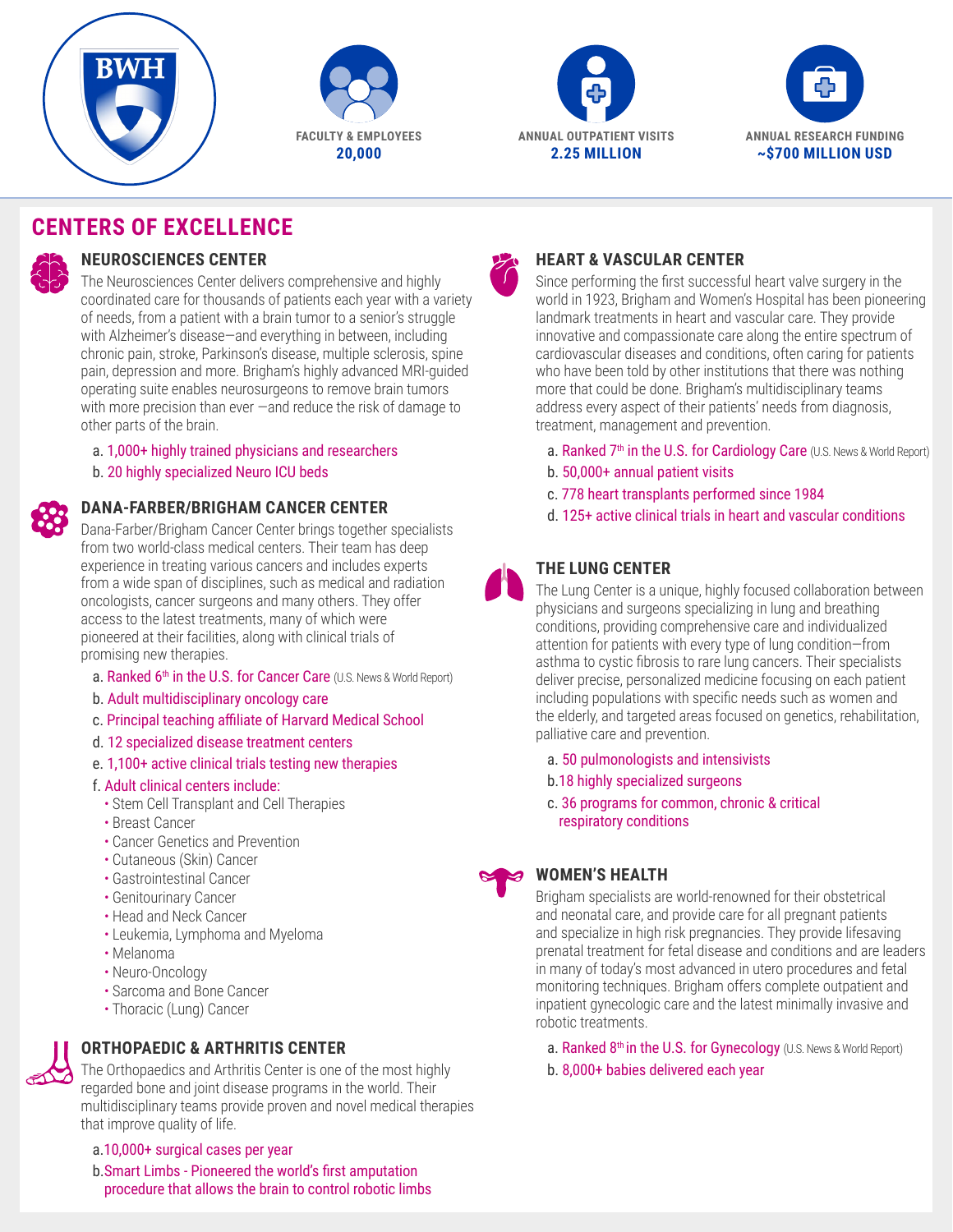FACULTY & EMPLOYEES
**20,000**

ANNUAL OUTPATIENT VISITS
**2.25 MILLION**

ANNUAL RESEARCH FUNDING
**~$700 MILLION USD**

# CENTERS OF EXCELLENCE

## NEUROSCIENCES CENTER

The Neurosciences Center delivers comprehensive and highly coordinated care for thousands of patients each year with a variety of needs, from a patient with a brain tumor to a senior's struggle with Alzheimer's disease—and everything in between, including chronic pain, stroke, Parkinson's disease, multiple sclerosis, spine pain, depression and more. Brigham's highly advanced MRI-guided operating suite enables neurosurgeons to remove brain tumors with more precision than ever —and reduce the risk of damage to other parts of the brain.

a. 1,000+ highly trained physicians and researchers
b. 20 highly specialized Neuro ICU beds

## DANA-FARBER/BRIGHAM CANCER CENTER

Dana-Farber/Brigham Cancer Center brings together specialists from two world-class medical centers. Their team has deep experience in treating various cancers and includes experts from a wide span of disciplines, such as medical and radiation oncologists, cancer surgeons and many others. They offer access to the latest treatments, many of which were pioneered at their facilities, along with clinical trials of promising new therapies.

a. Ranked 6th in the U.S. for Cancer Care (U.S. News & World Report)
b. Adult multidisciplinary oncology care
c. Principal teaching affiliate of Harvard Medical School
d. 12 specialized disease treatment centers
e. 1,100+ active clinical trials testing new therapies
f. Adult clinical centers include:
- Stem Cell Transplant and Cell Therapies
- Breast Cancer
- Cancer Genetics and Prevention
- Cutaneous (Skin) Cancer
- Gastrointestinal Cancer
- Genitourinary Cancer
- Head and Neck Cancer
- Leukemia, Lymphoma and Myeloma
- Melanoma
- Neuro-Oncology
- Sarcoma and Bone Cancer
- Thoracic (Lung) Cancer

## ORTHOPAEDIC & ARTHRITIS CENTER

The Orthopaedics and Arthritis Center is one of the most highly regarded bone and joint disease programs in the world. Their multidisciplinary teams provide proven and novel medical therapies that improve quality of life.

a. 10,000+ surgical cases per year
b. Smart Limbs - Pioneered the world's first amputation procedure that allows the brain to control robotic limbs

## HEART & VASCULAR CENTER

Since performing the first successful heart valve surgery in the world in 1923, Brigham and Women's Hospital has been pioneering landmark treatments in heart and vascular care. They provide innovative and compassionate care along the entire spectrum of cardiovascular diseases and conditions, often caring for patients who have been told by other institutions that there was nothing more that could be done. Brigham's multidisciplinary teams address every aspect of their patients' needs from diagnosis, treatment, management and prevention.

a. Ranked 7th in the U.S. for Cardiology Care (U.S. News & World Report)
b. 50,000+ annual patient visits
c. 778 heart transplants performed since 1984
d. 125+ active clinical trials in heart and vascular conditions

## THE LUNG CENTER

The Lung Center is a unique, highly focused collaboration between physicians and surgeons specializing in lung and breathing conditions, providing comprehensive care and individualized attention for patients with every type of lung condition—from asthma to cystic fibrosis to rare lung cancers. Their specialists deliver precise, personalized medicine focusing on each patient including populations with specific needs such as women and the elderly, and targeted areas focused on genetics, rehabilitation, palliative care and prevention.

a. 50 pulmonologists and intensivists
b. 18 highly specialized surgeons
c. 36 programs for common, chronic & critical respiratory conditions

## WOMEN'S HEALTH

Brigham specialists are world-renowned for their obstetrical and neonatal care, and provide care for all pregnant patients and specialize in high risk pregnancies. They provide lifesaving prenatal treatment for fetal disease and conditions and are leaders in many of today's most advanced in utero procedures and fetal monitoring techniques. Brigham offers complete outpatient and inpatient gynecologic care and the latest minimally invasive and robotic treatments.

a. Ranked 8th in the U.S. for Gynecology (U.S. News & World Report)
b. 8,000+ babies delivered each year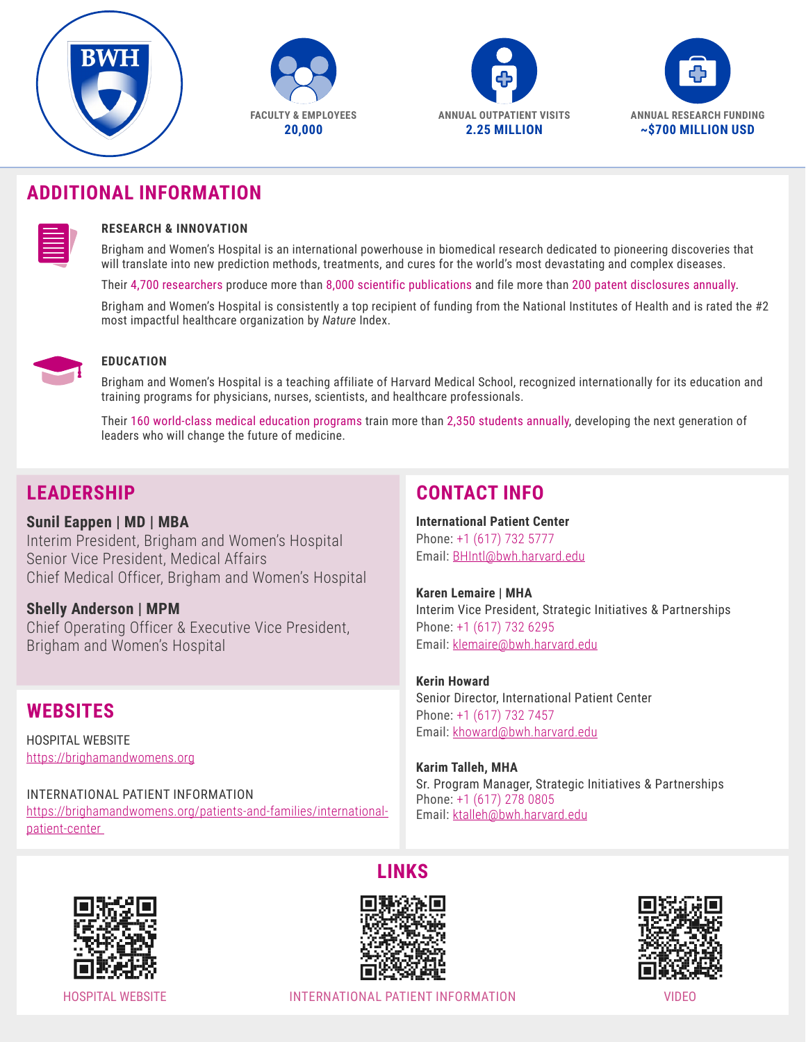BWH

FACULTY & EMPLOYEES
**20,000**

ANNUAL OUTPATIENT VISITS
**2.25 MILLION**

ANNUAL RESEARCH FUNDING
**~$700 MILLION USD**

## ADDITIONAL INFORMATION

### RESEARCH & INNOVATION

Brigham and Women's Hospital is an international powerhouse in biomedical research dedicated to pioneering discoveries that will translate into new prediction methods, treatments, and cures for the world's most devastating and complex diseases.

Their 4,700 researchers produce more than 8,000 scientific publications and file more than 200 patent disclosures annually.

Brigham and Women's Hospital is consistently a top recipient of funding from the National Institutes of Health and is rated the #2 most impactful healthcare organization by *Nature* Index.

### EDUCATION

Brigham and Women's Hospital is a teaching affiliate of Harvard Medical School, recognized internationally for its education and training programs for physicians, nurses, scientists, and healthcare professionals.

Their 160 world-class medical education programs train more than 2,350 students annually, developing the next generation of leaders who will change the future of medicine.

## LEADERSHIP

**Sunil Eappen | MD | MBA**
Interim President, Brigham and Women's Hospital
Senior Vice President, Medical Affairs
Chief Medical Officer, Brigham and Women's Hospital

**Shelly Anderson | MPM**
Chief Operating Officer & Executive Vice President, Brigham and Women's Hospital

## WEBSITES

HOSPITAL WEBSITE
https://brighamandwomens.org

INTERNATIONAL PATIENT INFORMATION
https://brighamandwomens.org/patients-and-families/international-patient-center

## CONTACT INFO

**International Patient Center**
Phone: +1 (617) 732 5777
Email: BHIntl@bwh.harvard.edu

**Karen Lemaire | MHA**
Interim Vice President, Strategic Initiatives & Partnerships
Phone: +1 (617) 732 6295
Email: klemaire@bwh.harvard.edu

**Kerin Howard**
Senior Director, International Patient Center
Phone: +1 (617) 732 7457
Email: khoward@bwh.harvard.edu

**Karim Talleh, MHA**
Sr. Program Manager, Strategic Initiatives & Partnerships
Phone: +1 (617) 278 0805
Email: ktalleh@bwh.harvard.edu

## LINKS

HOSPITAL WEBSITE

INTERNATIONAL PATIENT INFORMATION

VIDEO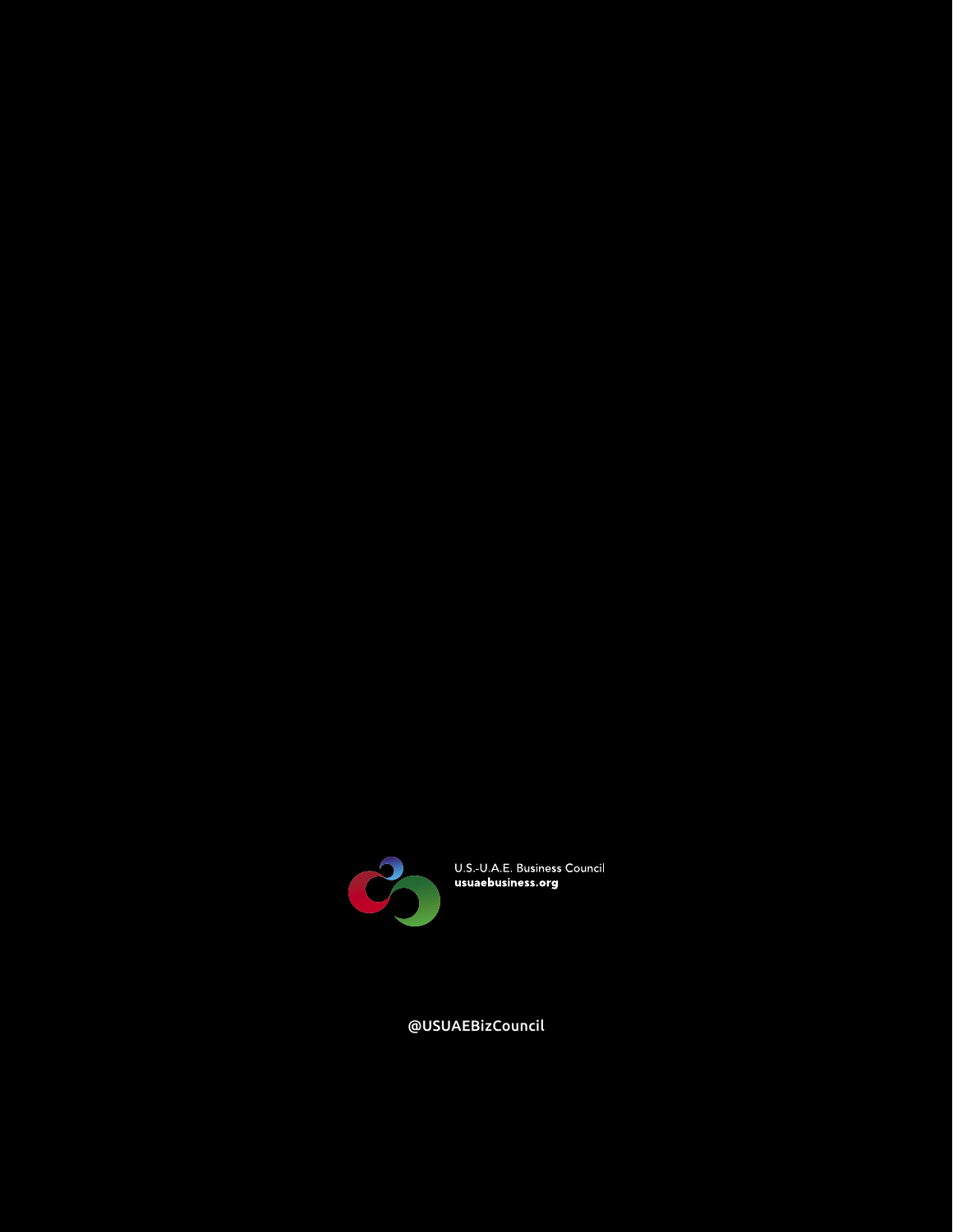U.S.-U.A.E. Business Council
**usuaebusiness.org**

@USUAEBizCouncil